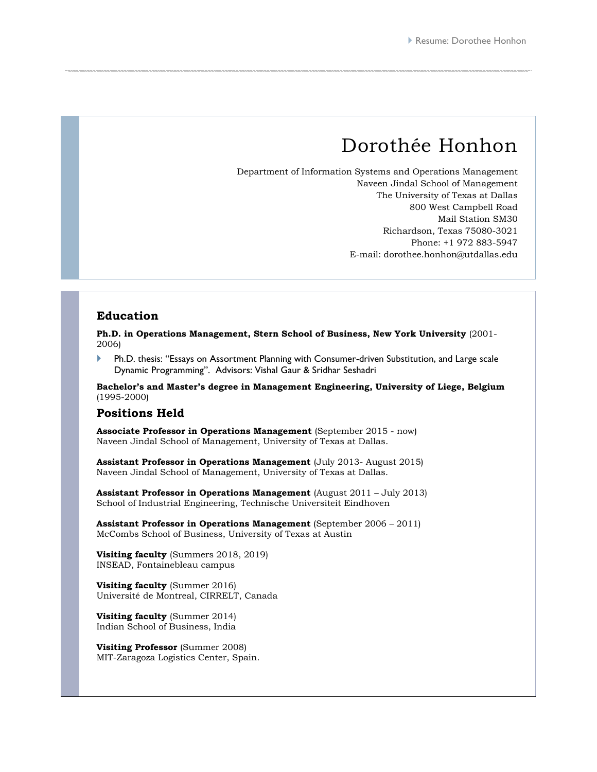# Dorothée Honhon

Department of Information Systems and Operations Management
Naveen Jindal School of Management
The University of Texas at Dallas
800 West Campbell Road
Mail Station SM30
Richardson, Texas 75080-3021
Phone: +1 972 883-5947
E-mail: dorothee.honhon@utdallas.edu

## Education

**Ph.D. in Operations Management, Stern School of Business, New York University** (2001-2006)

- Ph.D. thesis: "Essays on Assortment Planning with Consumer-driven Substitution, and Large scale Dynamic Programming". Advisors: Vishal Gaur & Sridhar Seshadri

**Bachelor's and Master's degree in Management Engineering, University of Liege, Belgium** (1995-2000)

## Positions Held

**Associate Professor in Operations Management** (September 2015 - now)
Naveen Jindal School of Management, University of Texas at Dallas.

**Assistant Professor in Operations Management** (July 2013- August 2015)
Naveen Jindal School of Management, University of Texas at Dallas.

**Assistant Professor in Operations Management** (August 2011 – July 2013)
School of Industrial Engineering, Technische Universiteit Eindhoven

**Assistant Professor in Operations Management** (September 2006 – 2011)
McCombs School of Business, University of Texas at Austin

**Visiting faculty** (Summers 2018, 2019)
INSEAD, Fontainebleau campus

**Visiting faculty** (Summer 2016)
Université de Montreal, CIRRELT, Canada

**Visiting faculty** (Summer 2014)
Indian School of Business, India

**Visiting Professor** (Summer 2008)
MIT-Zaragoza Logistics Center, Spain.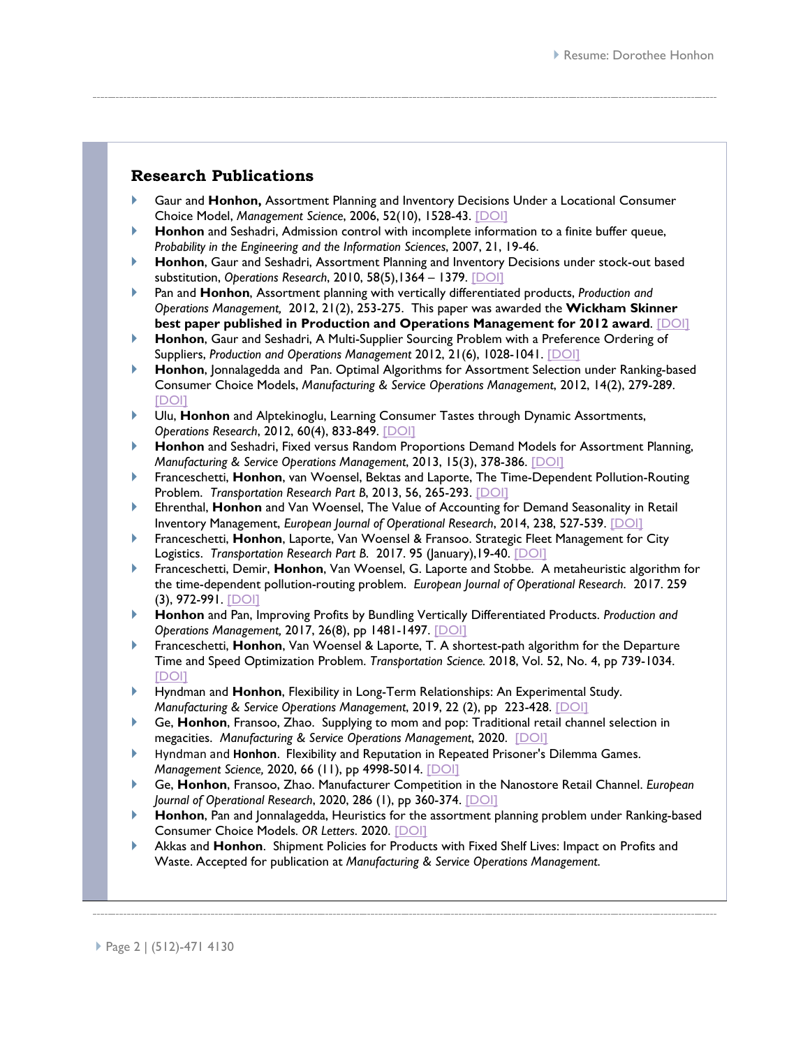## Research Publications

- Gaur and **Honhon,** Assortment Planning and Inventory Decisions Under a Locational Consumer Choice Model, *Management Science*, 2006, 52(10), 1528-43. [DOI]
- **Honhon** and Seshadri, Admission control with incomplete information to a finite buffer queue, *Probability in the Engineering and the Information Sciences*, 2007, 21, 19-46.
- **Honhon**, Gaur and Seshadri, Assortment Planning and Inventory Decisions under stock-out based substitution, *Operations Research*, 2010, 58(5),1364 – 1379. [DOI]
- Pan and **Honhon**, Assortment planning with vertically differentiated products, *Production and Operations Management,* 2012, 21(2), 253-275. This paper was awarded the **Wickham Skinner best paper published in Production and Operations Management for 2012 award**. [DOI]
- **Honhon**, Gaur and Seshadri, A Multi-Supplier Sourcing Problem with a Preference Ordering of Suppliers, *Production and Operations Management* 2012, 21(6), 1028-1041. [DOI]
- **Honhon**, Jonnalagedda and Pan. Optimal Algorithms for Assortment Selection under Ranking-based Consumer Choice Models, *Manufacturing & Service Operations Management*, 2012, 14(2), 279-289. [DOI]
- Ulu, **Honhon** and Alptekinoglu, Learning Consumer Tastes through Dynamic Assortments, *Operations Research*, 2012, 60(4), 833-849. [DOI]
- **Honhon** and Seshadri, Fixed versus Random Proportions Demand Models for Assortment Planning, *Manufacturing & Service Operations Management*, 2013, 15(3), 378-386. [DOI]
- Franceschetti, **Honhon**, van Woensel, Bektas and Laporte, The Time-Dependent Pollution-Routing Problem. *Transportation Research Part B*, 2013, 56, 265-293. [DOI]
- Ehrenthal, **Honhon** and Van Woensel, The Value of Accounting for Demand Seasonality in Retail Inventory Management, *European Journal of Operational Research*, 2014, 238, 527-539. [DOI]
- Franceschetti, **Honhon**, Laporte, Van Woensel & Fransoo. Strategic Fleet Management for City Logistics. *Transportation Research Part B.* 2017. 95 (January),19-40. [DOI]
- Franceschetti, Demir, **Honhon**, Van Woensel, G. Laporte and Stobbe. A metaheuristic algorithm for the time-dependent pollution-routing problem. *European Journal of Operational Research*. 2017. 259 (3), 972-991. [DOI]
- **Honhon** and Pan, Improving Profits by Bundling Vertically Differentiated Products. *Production and Operations Management,* 2017, 26(8), pp 1481-1497. [DOI]
- Franceschetti, **Honhon**, Van Woensel & Laporte, T. A shortest-path algorithm for the Departure Time and Speed Optimization Problem. *Transportation Science.* 2018, Vol. 52, No. 4, pp 739-1034. [DOI]
- Hyndman and **Honhon**, Flexibility in Long-Term Relationships: An Experimental Study. *Manufacturing & Service Operations Management*, 2019, 22 (2), pp 223-428. [DOI]
- Ge, **Honhon**, Fransoo, Zhao. Supplying to mom and pop: Traditional retail channel selection in megacities. *Manufacturing & Service Operations Management*, 2020. [DOI]
- Hyndman and **Honhon**. Flexibility and Reputation in Repeated Prisoner's Dilemma Games. *Management Science,* 2020, 66 (11), pp 4998-5014. [DOI]
- Ge, **Honhon**, Fransoo, Zhao. Manufacturer Competition in the Nanostore Retail Channel. *European Journal of Operational Research*, 2020, 286 (1), pp 360-374. [DOI]
- **Honhon**, Pan and Jonnalagedda, Heuristics for the assortment planning problem under Ranking-based Consumer Choice Models. *OR Letters.* 2020. [DOI]
- Akkas and **Honhon**. Shipment Policies for Products with Fixed Shelf Lives: Impact on Profits and Waste. Accepted for publication at *Manufacturing & Service Operations Management*.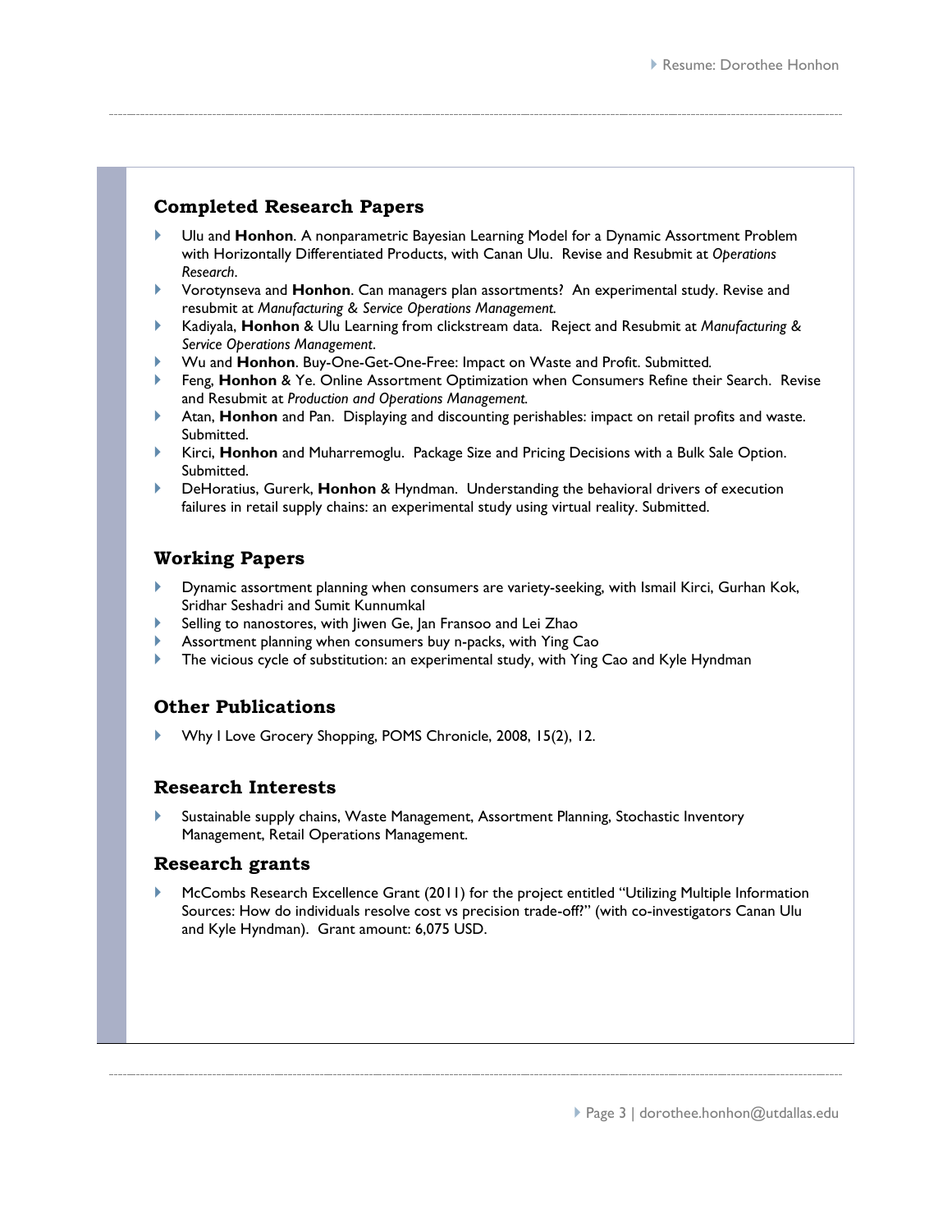## Completed Research Papers

- Ulu and **Honhon**. A nonparametric Bayesian Learning Model for a Dynamic Assortment Problem with Horizontally Differentiated Products, with Canan Ulu. Revise and Resubmit at *Operations Research*.
- Vorotynseva and **Honhon**. Can managers plan assortments? An experimental study. Revise and resubmit at *Manufacturing & Service Operations Management.*
- Kadiyala, **Honhon** & Ulu Learning from clickstream data. Reject and Resubmit at *Manufacturing & Service Operations Management*.
- Wu and **Honhon**. Buy-One-Get-One-Free: Impact on Waste and Profit. Submitted*.*
- Feng, **Honhon** & Ye. Online Assortment Optimization when Consumers Refine their Search. Revise and Resubmit at *Production and Operations Management.*
- Atan, **Honhon** and Pan. Displaying and discounting perishables: impact on retail profits and waste. Submitted.
- Kirci, **Honhon** and Muharremoglu. Package Size and Pricing Decisions with a Bulk Sale Option. Submitted.
- DeHoratius, Gurerk, **Honhon** & Hyndman. Understanding the behavioral drivers of execution failures in retail supply chains: an experimental study using virtual reality. Submitted.

## Working Papers

- Dynamic assortment planning when consumers are variety-seeking, with Ismail Kirci, Gurhan Kok, Sridhar Seshadri and Sumit Kunnumkal
- Selling to nanostores, with Jiwen Ge, Jan Fransoo and Lei Zhao
- Assortment planning when consumers buy n-packs, with Ying Cao
- The vicious cycle of substitution: an experimental study, with Ying Cao and Kyle Hyndman

## Other Publications

- Why I Love Grocery Shopping, POMS Chronicle, 2008, 15(2), 12.

## Research Interests

- Sustainable supply chains, Waste Management, Assortment Planning, Stochastic Inventory Management, Retail Operations Management.

## Research grants

- McCombs Research Excellence Grant (2011) for the project entitled "Utilizing Multiple Information Sources: How do individuals resolve cost vs precision trade-off?" (with co-investigators Canan Ulu and Kyle Hyndman). Grant amount: 6,075 USD.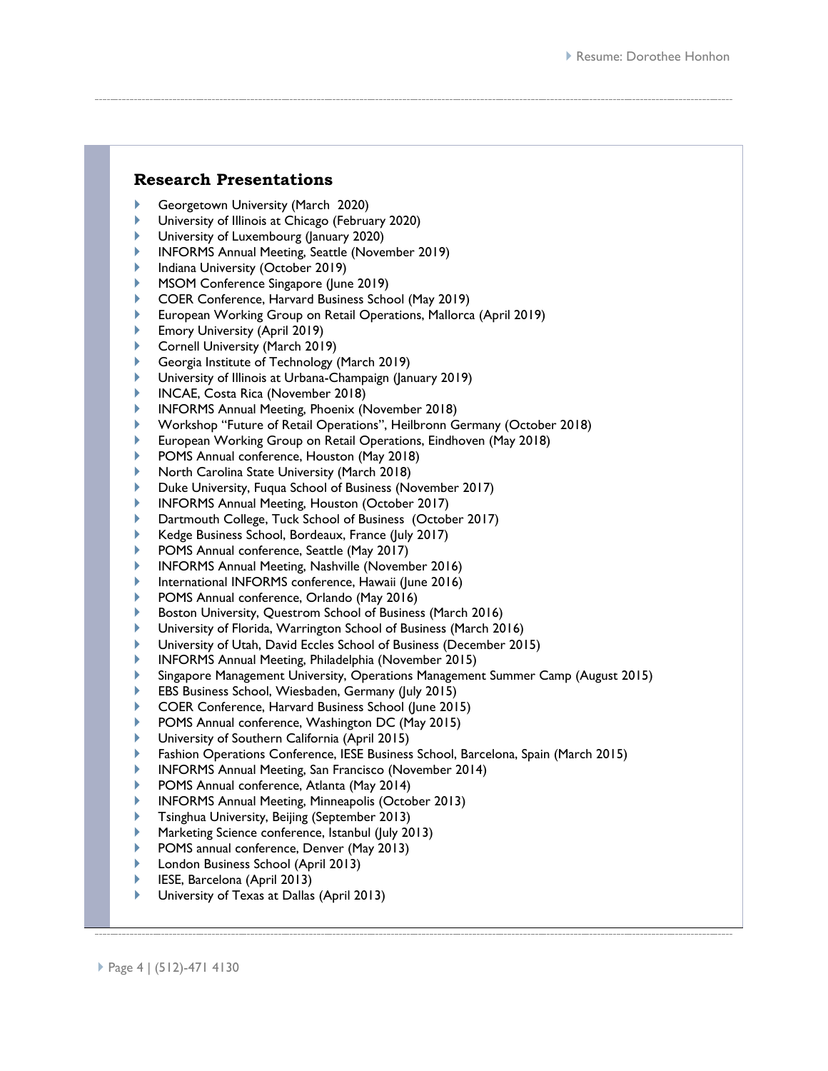## Research Presentations

- Georgetown University (March 2020)
- University of Illinois at Chicago (February 2020)
- University of Luxembourg (January 2020)
- INFORMS Annual Meeting, Seattle (November 2019)
- Indiana University (October 2019)
- MSOM Conference Singapore (June 2019)
- COER Conference, Harvard Business School (May 2019)
- European Working Group on Retail Operations, Mallorca (April 2019)
- Emory University (April 2019)
- Cornell University (March 2019)
- Georgia Institute of Technology (March 2019)
- University of Illinois at Urbana-Champaign (January 2019)
- INCAE, Costa Rica (November 2018)
- INFORMS Annual Meeting, Phoenix (November 2018)
- Workshop "Future of Retail Operations", Heilbronn Germany (October 2018)
- European Working Group on Retail Operations, Eindhoven (May 2018)
- POMS Annual conference, Houston (May 2018)
- North Carolina State University (March 2018)
- Duke University, Fuqua School of Business (November 2017)
- INFORMS Annual Meeting, Houston (October 2017)
- Dartmouth College, Tuck School of Business (October 2017)
- Kedge Business School, Bordeaux, France (July 2017)
- POMS Annual conference, Seattle (May 2017)
- INFORMS Annual Meeting, Nashville (November 2016)
- International INFORMS conference, Hawaii (June 2016)
- POMS Annual conference, Orlando (May 2016)
- Boston University, Questrom School of Business (March 2016)
- University of Florida, Warrington School of Business (March 2016)
- University of Utah, David Eccles School of Business (December 2015)
- INFORMS Annual Meeting, Philadelphia (November 2015)
- Singapore Management University, Operations Management Summer Camp (August 2015)
- EBS Business School, Wiesbaden, Germany (July 2015)
- COER Conference, Harvard Business School (June 2015)
- POMS Annual conference, Washington DC (May 2015)
- University of Southern California (April 2015)
- Fashion Operations Conference, IESE Business School, Barcelona, Spain (March 2015)
- INFORMS Annual Meeting, San Francisco (November 2014)
- POMS Annual conference, Atlanta (May 2014)
- INFORMS Annual Meeting, Minneapolis (October 2013)
- Tsinghua University, Beijing (September 2013)
- Marketing Science conference, Istanbul (July 2013)
- POMS annual conference, Denver (May 2013)
- London Business School (April 2013)
- IESE, Barcelona (April 2013)
- University of Texas at Dallas (April 2013)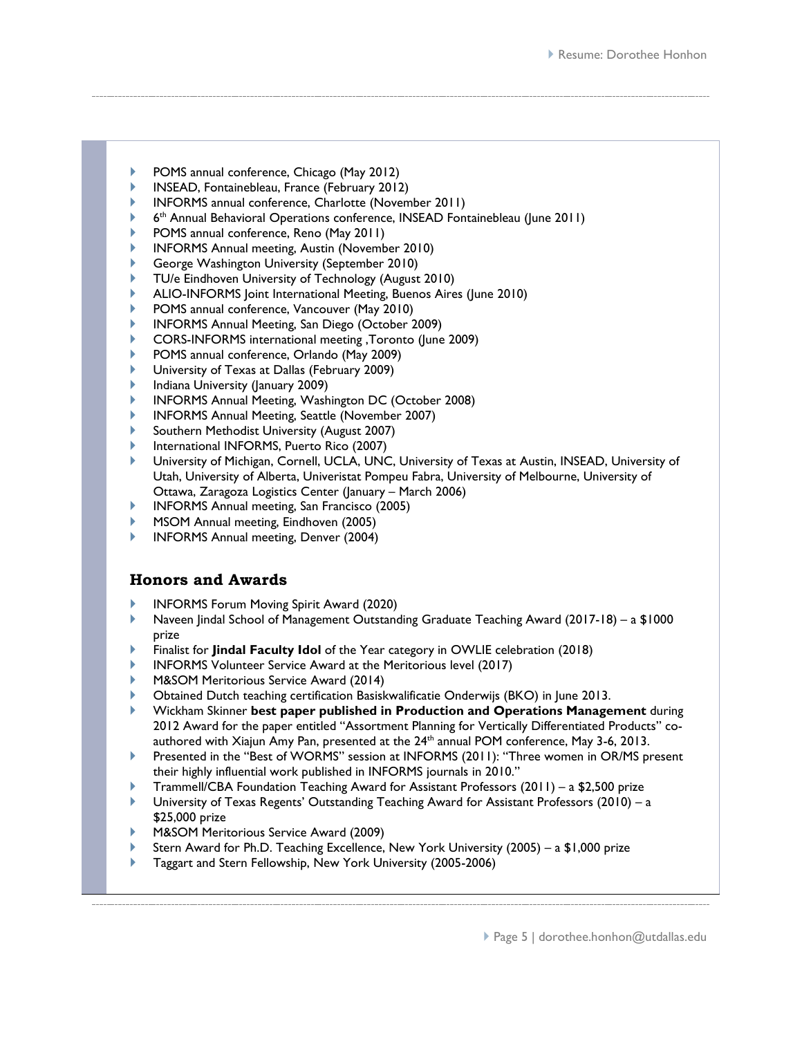- POMS annual conference, Chicago (May 2012)
- INSEAD, Fontainebleau, France (February 2012)
- INFORMS annual conference, Charlotte (November 2011)
- 6th Annual Behavioral Operations conference, INSEAD Fontainebleau (June 2011)
- POMS annual conference, Reno (May 2011)
- INFORMS Annual meeting, Austin (November 2010)
- George Washington University (September 2010)
- TU/e Eindhoven University of Technology (August 2010)
- ALIO-INFORMS Joint International Meeting, Buenos Aires (June 2010)
- POMS annual conference, Vancouver (May 2010)
- INFORMS Annual Meeting, San Diego (October 2009)
- CORS-INFORMS international meeting ,Toronto (June 2009)
- POMS annual conference, Orlando (May 2009)
- University of Texas at Dallas (February 2009)
- Indiana University (January 2009)
- INFORMS Annual Meeting, Washington DC (October 2008)
- INFORMS Annual Meeting, Seattle (November 2007)
- Southern Methodist University (August 2007)
- International INFORMS, Puerto Rico (2007)
- University of Michigan, Cornell, UCLA, UNC, University of Texas at Austin, INSEAD, University of Utah, University of Alberta, Univeristat Pompeu Fabra, University of Melbourne, University of Ottawa, Zaragoza Logistics Center (January – March 2006)
- INFORMS Annual meeting, San Francisco (2005)
- MSOM Annual meeting, Eindhoven (2005)
- INFORMS Annual meeting, Denver (2004)

## Honors and Awards

- INFORMS Forum Moving Spirit Award (2020)
- Naveen Jindal School of Management Outstanding Graduate Teaching Award (2017-18) – a $1000 prize
- Finalist for **Jindal Faculty Idol** of the Year category in OWLIE celebration (2018)
- INFORMS Volunteer Service Award at the Meritorious level (2017)
- M&SOM Meritorious Service Award (2014)
- Obtained Dutch teaching certification Basiskwalificatie Onderwijs (BKO) in June 2013.
- Wickham Skinner **best paper published in Production and Operations Management** during 2012 Award for the paper entitled "Assortment Planning for Vertically Differentiated Products" co-authored with Xiajun Amy Pan, presented at the 24th annual POM conference, May 3-6, 2013.
- Presented in the "Best of WORMS" session at INFORMS (2011): "Three women in OR/MS present their highly influential work published in INFORMS journals in 2010."
- Trammell/CBA Foundation Teaching Award for Assistant Professors (2011) – a $2,500 prize
- University of Texas Regents' Outstanding Teaching Award for Assistant Professors (2010) – a $25,000 prize
- M&SOM Meritorious Service Award (2009)
- Stern Award for Ph.D. Teaching Excellence, New York University (2005) – a $1,000 prize
- Taggart and Stern Fellowship, New York University (2005-2006)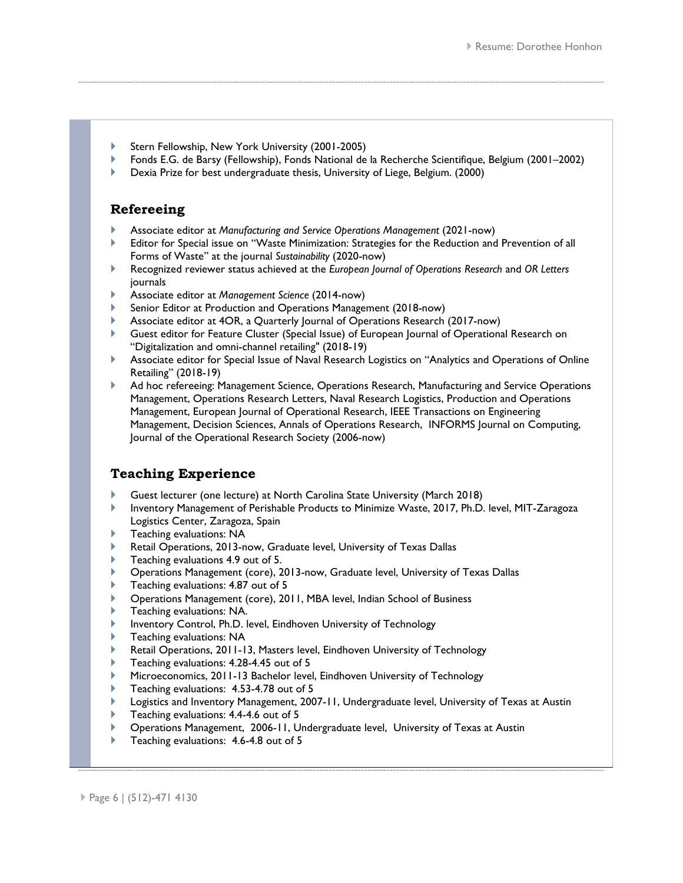- Stern Fellowship, New York University (2001-2005)
- Fonds E.G. de Barsy (Fellowship), Fonds National de la Recherche Scientifique, Belgium (2001–2002)
- Dexia Prize for best undergraduate thesis, University of Liege, Belgium. (2000)

## Refereeing

- Associate editor at *Manufacturing and Service Operations Management* (2021-now)
- Editor for Special issue on "Waste Minimization: Strategies for the Reduction and Prevention of all Forms of Waste" at the journal *Sustainability* (2020-now)
- Recognized reviewer status achieved at the *European Journal of Operations Research* and *OR Letters* journals
- Associate editor at *Management Science* (2014-now)
- Senior Editor at Production and Operations Management (2018-now)
- Associate editor at 4OR, a Quarterly Journal of Operations Research (2017-now)
- Guest editor for Feature Cluster (Special Issue) of European Journal of Operational Research on "Digitalization and omni-channel retailing" (2018-19)
- Associate editor for Special Issue of Naval Research Logistics on "Analytics and Operations of Online Retailing" (2018-19)
- Ad hoc refereeing: Management Science, Operations Research, Manufacturing and Service Operations Management, Operations Research Letters, Naval Research Logistics, Production and Operations Management, European Journal of Operational Research, IEEE Transactions on Engineering Management, Decision Sciences, Annals of Operations Research, INFORMS Journal on Computing, Journal of the Operational Research Society (2006-now)

## Teaching Experience

- Guest lecturer (one lecture) at North Carolina State University (March 2018)
- Inventory Management of Perishable Products to Minimize Waste, 2017, Ph.D. level, MIT-Zaragoza Logistics Center, Zaragoza, Spain
- Teaching evaluations: NA
- Retail Operations, 2013-now, Graduate level, University of Texas Dallas
- Teaching evaluations 4.9 out of 5.
- Operations Management (core), 2013-now, Graduate level, University of Texas Dallas
- Teaching evaluations: 4.87 out of 5
- Operations Management (core), 2011, MBA level, Indian School of Business
- Teaching evaluations: NA.
- Inventory Control, Ph.D. level, Eindhoven University of Technology
- Teaching evaluations: NA
- Retail Operations, 2011-13, Masters level, Eindhoven University of Technology
- Teaching evaluations: 4.28-4.45 out of 5
- Microeconomics, 2011-13 Bachelor level, Eindhoven University of Technology
- Teaching evaluations: 4.53-4.78 out of 5
- Logistics and Inventory Management, 2007-11, Undergraduate level, University of Texas at Austin
- Teaching evaluations: 4.4-4.6 out of 5
- Operations Management, 2006-11, Undergraduate level, University of Texas at Austin
- Teaching evaluations: 4.6-4.8 out of 5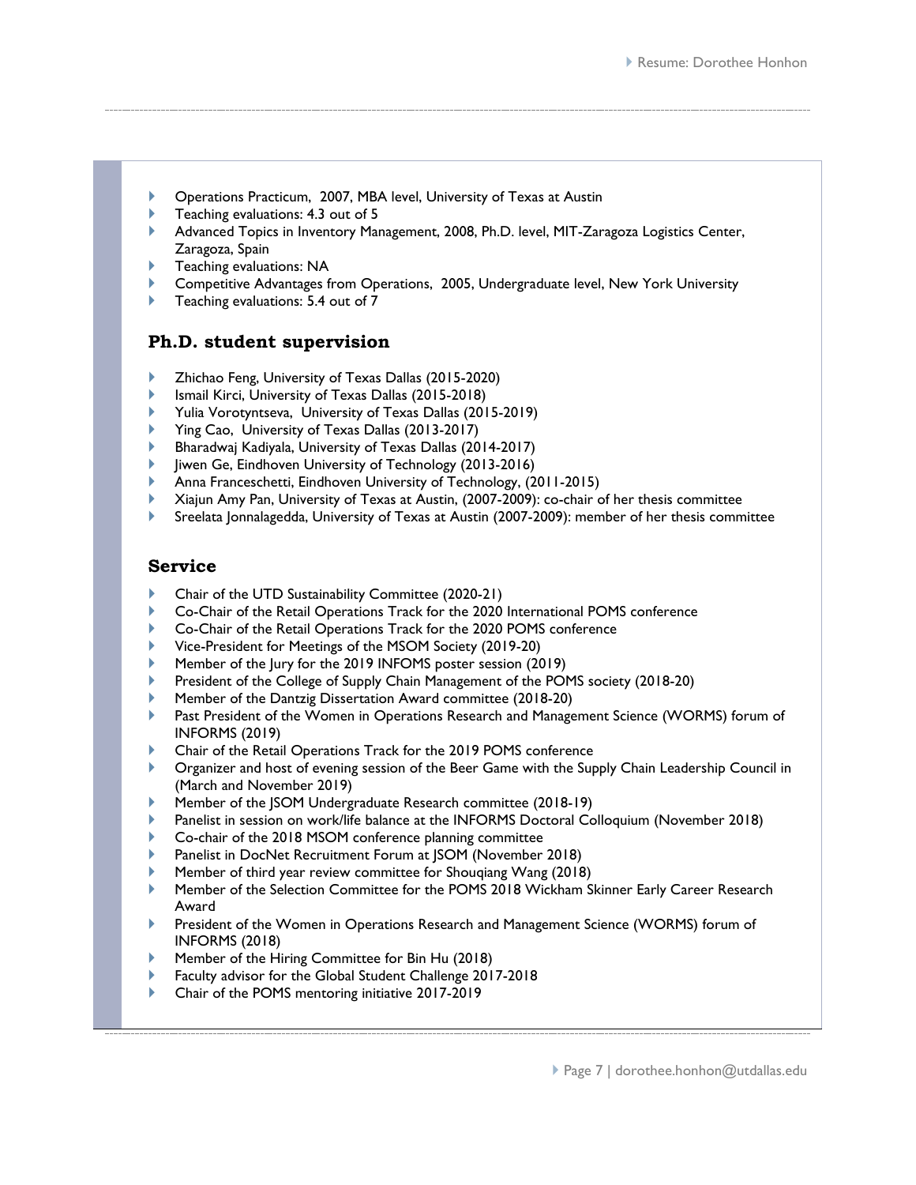- Operations Practicum, 2007, MBA level, University of Texas at Austin
- Teaching evaluations: 4.3 out of 5
- Advanced Topics in Inventory Management, 2008, Ph.D. level, MIT-Zaragoza Logistics Center, Zaragoza, Spain
- Teaching evaluations: NA
- Competitive Advantages from Operations, 2005, Undergraduate level, New York University
- Teaching evaluations: 5.4 out of 7

## Ph.D. student supervision

- Zhichao Feng, University of Texas Dallas (2015-2020)
- Ismail Kirci, University of Texas Dallas (2015-2018)
- Yulia Vorotyntseva, University of Texas Dallas (2015-2019)
- Ying Cao, University of Texas Dallas (2013-2017)
- Bharadwaj Kadiyala, University of Texas Dallas (2014-2017)
- Jiwen Ge, Eindhoven University of Technology (2013-2016)
- Anna Franceschetti, Eindhoven University of Technology, (2011-2015)
- Xiajun Amy Pan, University of Texas at Austin, (2007-2009): co-chair of her thesis committee
- Sreelata Jonnalagedda, University of Texas at Austin (2007-2009): member of her thesis committee

## Service

- Chair of the UTD Sustainability Committee (2020-21)
- Co-Chair of the Retail Operations Track for the 2020 International POMS conference
- Co-Chair of the Retail Operations Track for the 2020 POMS conference
- Vice-President for Meetings of the MSOM Society (2019-20)
- Member of the Jury for the 2019 INFOMS poster session (2019)
- President of the College of Supply Chain Management of the POMS society (2018-20)
- Member of the Dantzig Dissertation Award committee (2018-20)
- Past President of the Women in Operations Research and Management Science (WORMS) forum of INFORMS (2019)
- Chair of the Retail Operations Track for the 2019 POMS conference
- Organizer and host of evening session of the Beer Game with the Supply Chain Leadership Council in (March and November 2019)
- Member of the JSOM Undergraduate Research committee (2018-19)
- Panelist in session on work/life balance at the INFORMS Doctoral Colloquium (November 2018)
- Co-chair of the 2018 MSOM conference planning committee
- Panelist in DocNet Recruitment Forum at JSOM (November 2018)
- Member of third year review committee for Shouqiang Wang (2018)
- Member of the Selection Committee for the POMS 2018 Wickham Skinner Early Career Research Award
- President of the Women in Operations Research and Management Science (WORMS) forum of INFORMS (2018)
- Member of the Hiring Committee for Bin Hu (2018)
- Faculty advisor for the Global Student Challenge 2017-2018
- Chair of the POMS mentoring initiative 2017-2019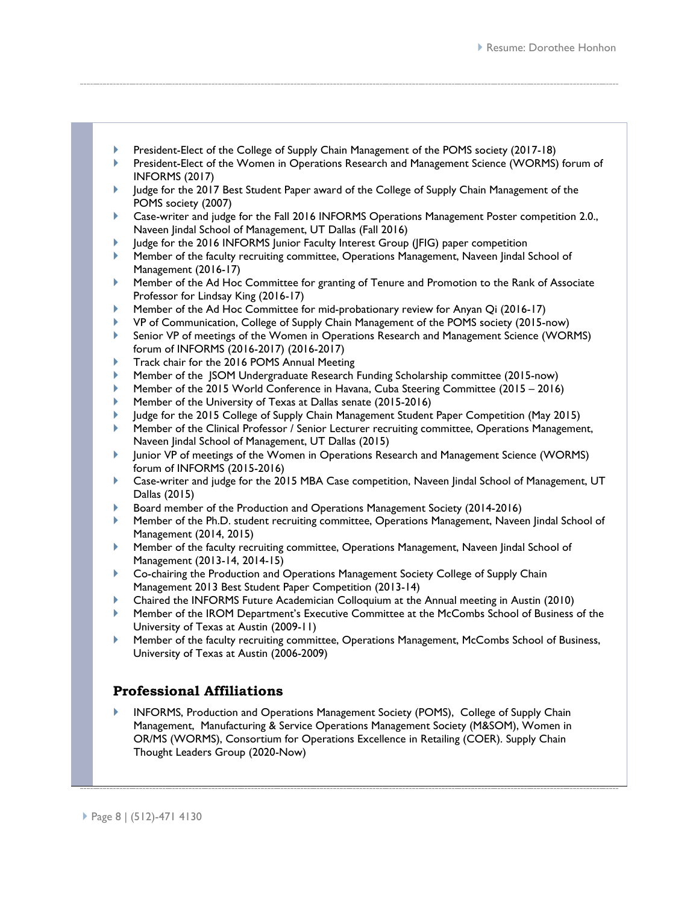- President-Elect of the College of Supply Chain Management of the POMS society (2017-18)
- President-Elect of the Women in Operations Research and Management Science (WORMS) forum of INFORMS (2017)
- Judge for the 2017 Best Student Paper award of the College of Supply Chain Management of the POMS society (2007)
- Case-writer and judge for the Fall 2016 INFORMS Operations Management Poster competition 2.0., Naveen Jindal School of Management, UT Dallas (Fall 2016)
- Judge for the 2016 INFORMS Junior Faculty Interest Group (JFIG) paper competition
- Member of the faculty recruiting committee, Operations Management, Naveen Jindal School of Management (2016-17)
- Member of the Ad Hoc Committee for granting of Tenure and Promotion to the Rank of Associate Professor for Lindsay King (2016-17)
- Member of the Ad Hoc Committee for mid-probationary review for Anyan Qi (2016-17)
- VP of Communication, College of Supply Chain Management of the POMS society (2015-now)
- Senior VP of meetings of the Women in Operations Research and Management Science (WORMS) forum of INFORMS (2016-2017) (2016-2017)
- Track chair for the 2016 POMS Annual Meeting
- Member of the JSOM Undergraduate Research Funding Scholarship committee (2015-now)
- Member of the 2015 World Conference in Havana, Cuba Steering Committee (2015 – 2016)
- Member of the University of Texas at Dallas senate (2015-2016)
- Judge for the 2015 College of Supply Chain Management Student Paper Competition (May 2015)
- Member of the Clinical Professor / Senior Lecturer recruiting committee, Operations Management, Naveen Jindal School of Management, UT Dallas (2015)
- Junior VP of meetings of the Women in Operations Research and Management Science (WORMS) forum of INFORMS (2015-2016)
- Case-writer and judge for the 2015 MBA Case competition, Naveen Jindal School of Management, UT Dallas (2015)
- Board member of the Production and Operations Management Society (2014-2016)
- Member of the Ph.D. student recruiting committee, Operations Management, Naveen Jindal School of Management (2014, 2015)
- Member of the faculty recruiting committee, Operations Management, Naveen Jindal School of Management (2013-14, 2014-15)
- Co-chairing the Production and Operations Management Society College of Supply Chain Management 2013 Best Student Paper Competition (2013-14)
- Chaired the INFORMS Future Academician Colloquium at the Annual meeting in Austin (2010)
- Member of the IROM Department's Executive Committee at the McCombs School of Business of the University of Texas at Austin (2009-11)
- Member of the faculty recruiting committee, Operations Management, McCombs School of Business, University of Texas at Austin (2006-2009)

## Professional Affiliations

- INFORMS, Production and Operations Management Society (POMS), College of Supply Chain Management, Manufacturing & Service Operations Management Society (M&SOM), Women in OR/MS (WORMS), Consortium for Operations Excellence in Retailing (COER). Supply Chain Thought Leaders Group (2020-Now)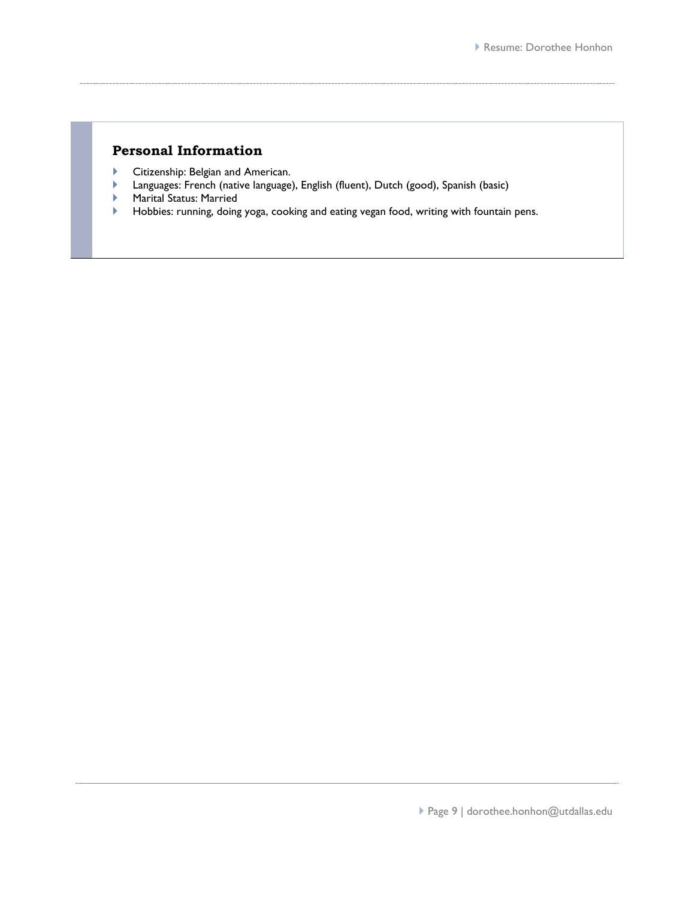## Personal Information

- Citizenship: Belgian and American.
- Languages: French (native language), English (fluent), Dutch (good), Spanish (basic)
- Marital Status: Married
- Hobbies: running, doing yoga, cooking and eating vegan food, writing with fountain pens.